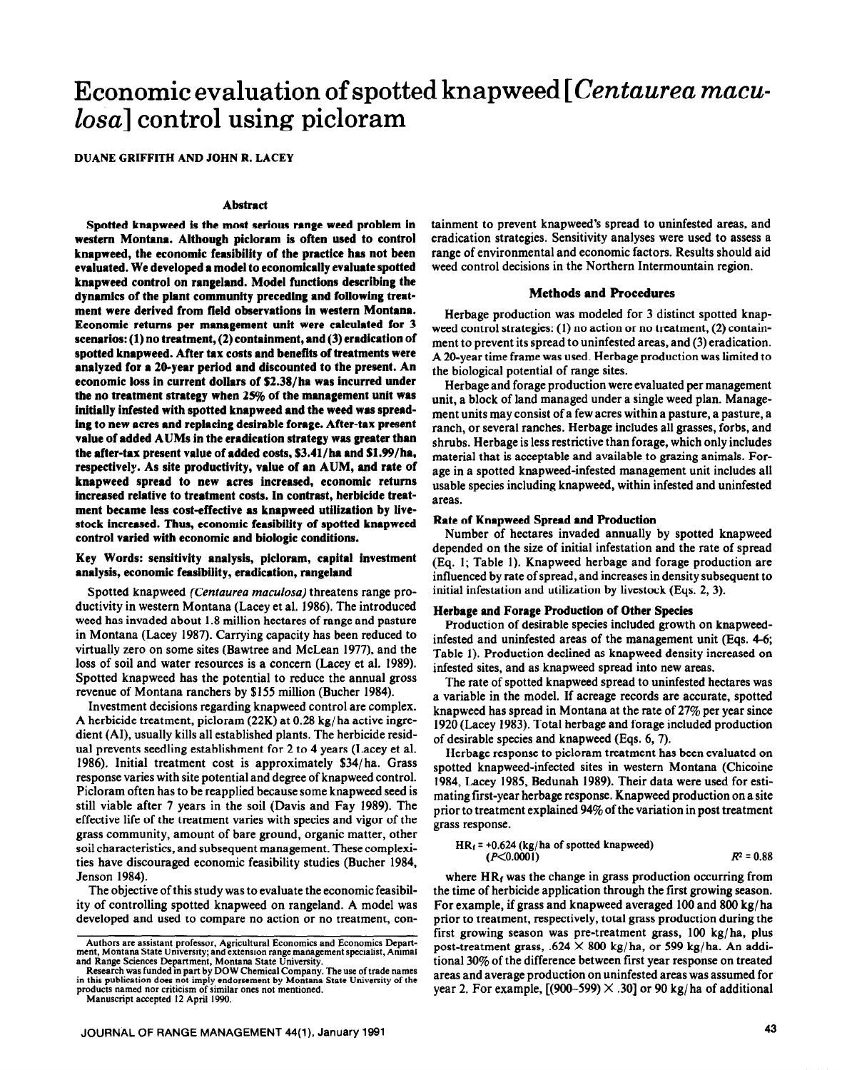# Economic evaluation of spotted knapweed [*Centaurea maculosa*] control using picloram

DUANE GRIFFITH AND JOHN R. LACEY

## Abstract

**Spotted knapweed is the most serious range weed problem in western Montana. Although picloram is often used to control knapweed, the economic feasibility of the practice has not been evaluated. We developed a model to economically evaluate spotted knapweed control on rangeland. Model functions describing the dynamics of the plant community preceding and following treatment were derived from field observations in western Montana. Economic returns per management unit were calculated for 3 scenarios: (1) no treatment, (2) containment, and (3) eradication of spotted knapweed. After tax costs and benefits of treatments were analyzed for a 20-year period and discounted to the present. An economic loss in current dollars of $2.38/ha was incurred under the no treatment strategy when 25% of the management unit was initially infested with spotted knapweed and the weed was spreading to new acres and replacing desirable forage. After-tax present value of added AUMs in the eradication strategy was greater than the after-tax present value of added costs, $3.41/ha and $1.99/ha, respectively. As site productivity, value of an AUM, and rate of knapweed spread to new acres increased, economic returns increased relative to treatment costs. In contrast, herbicide treatment became less cost-effective as knapweed utilization by livestock increased. Thus, economic feasibility of spotted knapweed control varied with economic and biologic conditions.**

**Key Words: sensitivity analysis, picloram, capital investment analysis, economic feasibility, eradication, rangeland**

Spotted knapweed *(Centaurea maculosa)* threatens range productivity in western Montana (Lacey et al. 1986). The introduced weed has invaded about 1.8 million hectares of range and pasture in Montana (Lacey 1987). Carrying capacity has been reduced to virtually zero on some sites (Bawtree and McLean 1977), and the loss of soil and water resources is a concern (Lacey et al. 1989). Spotted knapweed has the potential to reduce the annual gross revenue of Montana ranchers by $155 million (Bucher 1984).

Investment decisions regarding knapweed control are complex. A herbicide treatment, picloram (22K) at 0.28 kg/ha active ingredient (AI), usually kills all established plants. The herbicide residual prevents seedling establishment for 2 to 4 years (Lacey et al. 1986). Initial treatment cost is approximately $34/ha. Grass response varies with site potential and degree of knapweed control. Picloram often has to be reapplied because some knapweed seed is still viable after 7 years in the soil (Davis and Fay 1989). The effective life of the treatment varies with species and vigor of the grass community, amount of bare ground, organic matter, other soil characteristics, and subsequent management. These complexities have discouraged economic feasibility studies (Bucher 1984, Jenson 1984).

The objective of this study was to evaluate the economic feasibility of controlling spotted knapweed on rangeland. A model was developed and used to compare no action or no treatment, containment to prevent knapweed's spread to uninfested areas, and eradication strategies. Sensitivity analyses were used to assess a range of environmental and economic factors. Results should aid weed control decisions in the Northern Intermountain region.

Authors are assistant professor, Agricultural Economics and Economics Department, Montana State University; and extension range management specialist, Animal and Range Sciences Department, Montana State University.

Research was funded in part by DOW Chemical Company. The use of trade names in this publication does not imply endorsement by Montana State University of the products named nor criticism of similar ones not mentioned.

Manuscript accepted 12 April 1990.

## Methods and Procedures

Herbage production was modeled for 3 distinct spotted knapweed control strategies: (1) no action or no treatment, (2) containment to prevent its spread to uninfested areas, and (3) eradication. A 20-year time frame was used. Herbage production was limited to the biological potential of range sites.

Herbage and forage production were evaluated per management unit, a block of land managed under a single weed plan. Management units may consist of a few acres within a pasture, a pasture, a ranch, or several ranches. Herbage includes all grasses, forbs, and shrubs. Herbage is less restrictive than forage, which only includes material that is acceptable and available to grazing animals. Forage in a spotted knapweed-infested management unit includes all usable species including knapweed, within infested and uninfested areas.

### Rate of Knapweed Spread and Production

Number of hectares invaded annually by spotted knapweed depended on the size of initial infestation and the rate of spread (Eq. 1; Table 1). Knapweed herbage and forage production are influenced by rate of spread, and increases in density subsequent to initial infestation and utilization by livestock (Eqs. 2, 3).

### Herbage and Forage Production of Other Species

Production of desirable species included growth on knapweed-infested and uninfested areas of the management unit (Eqs. 4-6; Table 1). Production declined as knapweed density increased on infested sites, and as knapweed spread into new areas.

The rate of spotted knapweed spread to uninfested hectares was a variable in the model. If acreage records are accurate, spotted knapweed has spread in Montana at the rate of 27% per year since 1920 (Lacey 1983). Total herbage and forage included production of desirable species and knapweed (Eqs. 6, 7).

Herbage response to picloram treatment has been evaluated on spotted knapweed-infected sites in western Montana (Chicoine 1984, Lacey 1985, Bedunah 1989). Their data were used for estimating first-year herbage response. Knapweed production on a site prior to treatment explained 94% of the variation in post treatment grass response.

$$HR_f = +0.624 \text{ (kg/ha of spotted knapweed)} \quad (P<0.0001) \qquad R^2 = 0.88$$

where $HR_f$ was the change in grass production occurring from the time of herbicide application through the first growing season. For example, if grass and knapweed averaged 100 and 800 kg/ha prior to treatment, respectively, total grass production during the first growing season was pre-treatment grass, 100 kg/ha, plus post-treatment grass, .624 × 800 kg/ha, or 599 kg/ha. An additional 30% of the difference between first year response on treated areas and average production on uninfested areas was assumed for year 2. For example, [(900–599) × .30] or 90 kg/ha of additional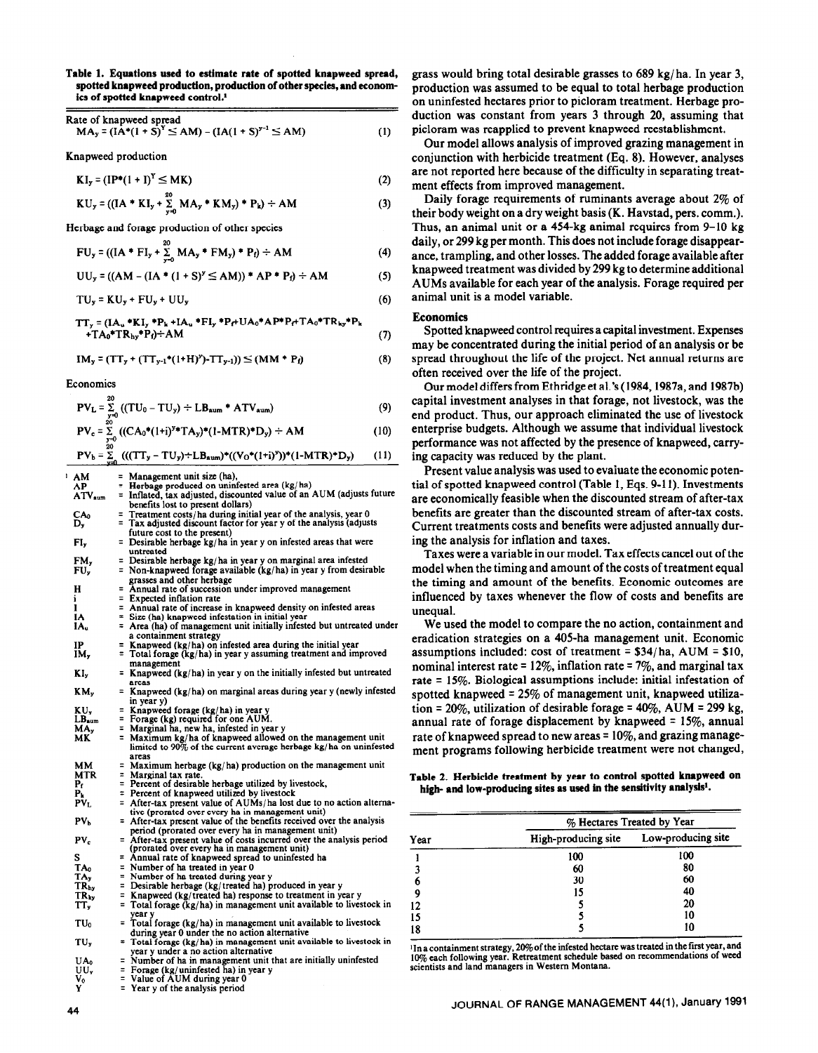**Table 1. Equations used to estimate rate of spotted knapweed spread, spotted knapweed production, production of other species, and economics of spotted knapweed control.[1]**

Rate of knapweed spread

$$MA_y = (IA^*(1+S)^Y \leq AM) - (IA(1+S)^{y-1} \leq AM) \quad (1)$$

Knapweed production

$$KI_y = (IP^*(1+I)^Y \leq MK) \quad (2)$$

$$KU_y = ((IA * KI_y + \sum_{y=0}^{20} MA_y * KM_y) * P_k) \div AM \quad (3)$$

Herbage and forage production of other species

$$FU_y = ((IA * FI_y + \sum_{y=0}^{20} MA_y * FM_y) * P_f) \div AM \quad (4)$$

$$UU_y = ((AM - (IA * (1+S)^y \leq AM)) * AP * P_f) \div AM \quad (5)$$

$$TU_y = KU_y + FU_y + UU_y \quad (6)$$

$$TT_y = (IA_u * KI_y * P_k + IA_u * FI_y * P_f + UA_0 * AP * P_f + TA_0 * TR_{ky} * P_k + TA_0 * TR_{hy} * P_f) \div AM \quad (7)$$

$$IM_y = (TT_y + (TT_{y-1}*(1+H)^y) - TT_{y-1})) \leq (MM * P_f) \quad (8)$$

Economics

$$PV_L = \sum_{y=0}^{20} ((TU_0 - TU_y) \div LB_{aum} * ATV_{aum}) \quad (9)$$

$$PV_c = \sum_{y=0}^{20} ((CA_0*(1+i)^y*TA_y)*(1-MTR)*D_y) \div AM \quad (10)$$

$$PV_b = \sum_{y=0}^{20} (((TT_y - TU_y) \div LB_{aum})*((V_0*(1+i)^y))*(1-MTR)*D_y) \quad (11)$$

[1] AM = Management unit size (ha),
AP = Herbage produced on uninfested area (kg/ha)
$ATV_{aum}$ = Inflated, tax adjusted, discounted value of an AUM (adjusts future benefits lost to present dollars)
$CA_0$ = Treatment costs/ha during initial year of the analysis, year 0
$D_y$ = Tax adjusted discount factor for year y of the analysis (adjusts future cost to the present)
$FI_y$ = Desirable herbage kg/ha in year y on infested areas that were untreated
$FM_y$ = Desirable herbage kg/ha in year y on marginal area infested
$FU_y$ = Non-knapweed forage available (kg/ha) in year y from desirable grasses and other herbage
H = Annual rate of succession under improved management
i = Expected inflation rate
I = Annual rate of increase in knapweed density on infested areas
IA = Size (ha) knapweed infestation in initial year
$IA_u$ = Area (ha) of management unit initially infested but untreated under a containment strategy
IP = Knapweed (kg/ha) on infested area during the initial year
$IM_y$ = Total forage (kg/ha) in year y assuming treatment and improved management
$KI_y$ = Knapweed (kg/ha) in year y on the initially infested but untreated areas
$KM_y$ = Knapweed (kg/ha) on marginal areas during year y (newly infested in year y)
$KU_y$ = Knapweed forage (kg/ha) in year y
$LB_{aum}$ = Forage (kg) required for one AUM.
$MA_y$ = Marginal ha, new ha, infested in year y
MK = Maximum kg/ha of knapweed allowed on the management unit limited to 90% of the current average herbage kg/ha on uninfested areas
MM = Maximum herbage (kg/ha) production on the management unit
MTR = Marginal tax rate.
$P_f$ = Percent of desirable herbage utilized by livestock,
$P_k$ = Percent of knapweed utilized by livestock
$PV_L$ = After-tax present value of AUMs/ha lost due to no action alternative (prorated over every ha in management unit)
$PV_b$ = After-tax present value of the benefits received over the analysis period (prorated over every ha in management unit)
$PV_c$ = After-tax present value of costs incurred over the analysis period (prorated over every ha in management unit)
S = Annual rate of knapweed spread to uninfested ha
$TA_0$ = Number of ha treated in year 0
$TA_y$ = Number of ha treated during year y
$TR_{hy}$ = Desirable herbage (kg/treated ha) produced in year y
$TR_{ky}$ = Knapweed (kg/treated ha) response to treatment in year y
$TT_y$ = Total forage (kg/ha) in management unit available to livestock in year y
$TU_0$ = Total forage (kg/ha) in management unit available to livestock during year 0 under the no action alternative
$TU_y$ = Total forage (kg/ha) in management unit available to livestock in year y under a no action alternative
$UA_0$ = Number of ha in management unit that are initially uninfested
$UU_y$ = Forage (kg/uninfested ha) in year y
$V_0$ = Value of AUM during year 0
Y = Year y of the analysis period

grass would bring total desirable grasses to 689 kg/ha. In year 3, production was assumed to be equal to total herbage production on uninfested hectares prior to picloram treatment. Herbage production was constant from years 3 through 20, assuming that picloram was reapplied to prevent knapweed reestablishment.

Our model allows analysis of improved grazing management in conjunction with herbicide treatment (Eq. 8). However, analyses are not reported here because of the difficulty in separating treatment effects from improved management.

Daily forage requirements of ruminants average about 2% of their body weight on a dry weight basis (K. Havstad, pers. comm.). Thus, an animal unit or a 454-kg animal requires from 9–10 kg daily, or 299 kg per month. This does not include forage disappearance, trampling, and other losses. The added forage available after knapweed treatment was divided by 299 kg to determine additional AUMs available for each year of the analysis. Forage required per animal unit is a model variable.

## Economics

Spotted knapweed control requires a capital investment. Expenses may be concentrated during the initial period of an analysis or be spread throughout the life of the project. Net annual returns are often received over the life of the project.

Our model differs from Ethridge et al.'s (1984, 1987a, and 1987b) capital investment analyses in that forage, not livestock, was the end product. Thus, our approach eliminated the use of livestock enterprise budgets. Although we assume that individual livestock performance was not affected by the presence of knapweed, carrying capacity was reduced by the plant.

Present value analysis was used to evaluate the economic potential of spotted knapweed control (Table 1, Eqs. 9-11). Investments are economically feasible when the discounted stream of after-tax benefits are greater than the discounted stream of after-tax costs. Current treatments costs and benefits were adjusted annually during the analysis for inflation and taxes.

Taxes were a variable in our model. Tax effects cancel out of the model when the timing and amount of the costs of treatment equal the timing and amount of the benefits. Economic outcomes are influenced by taxes whenever the flow of costs and benefits are unequal.

We used the model to compare the no action, containment and eradication strategies on a 405-ha management unit. Economic assumptions included: cost of treatment = \$34/ha, AUM = \$10, nominal interest rate = 12%, inflation rate = 7%, and marginal tax rate = 15%. Biological assumptions include: initial infestation of spotted knapweed = 25% of management unit, knapweed utilization = 20%, utilization of desirable forage = 40%, AUM = 299 kg, annual rate of forage displacement by knapweed = 15%, annual rate of knapweed spread to new areas = 10%, and grazing management programs following herbicide treatment were not changed,

**Table 2. Herbicide treatment by year to control spotted knapweed on high- and low-producing sites as used in the sensitivity analysis[1].**

| Year | % Hectares Treated by Year | |
|---|---|---|
| | High-producing site | Low-producing site |
| 1 | 100 | 100 |
| 3 | 60 | 80 |
| 6 | 30 | 60 |
| 9 | 15 | 40 |
| 12 | 5 | 20 |
| 15 | 5 | 10 |
| 18 | 5 | 10 |

[1] In a containment strategy, 20% of the infested hectare was treated in the first year, and 10% each following year. Retreatment schedule based on recommendations of weed scientists and land managers in Western Montana.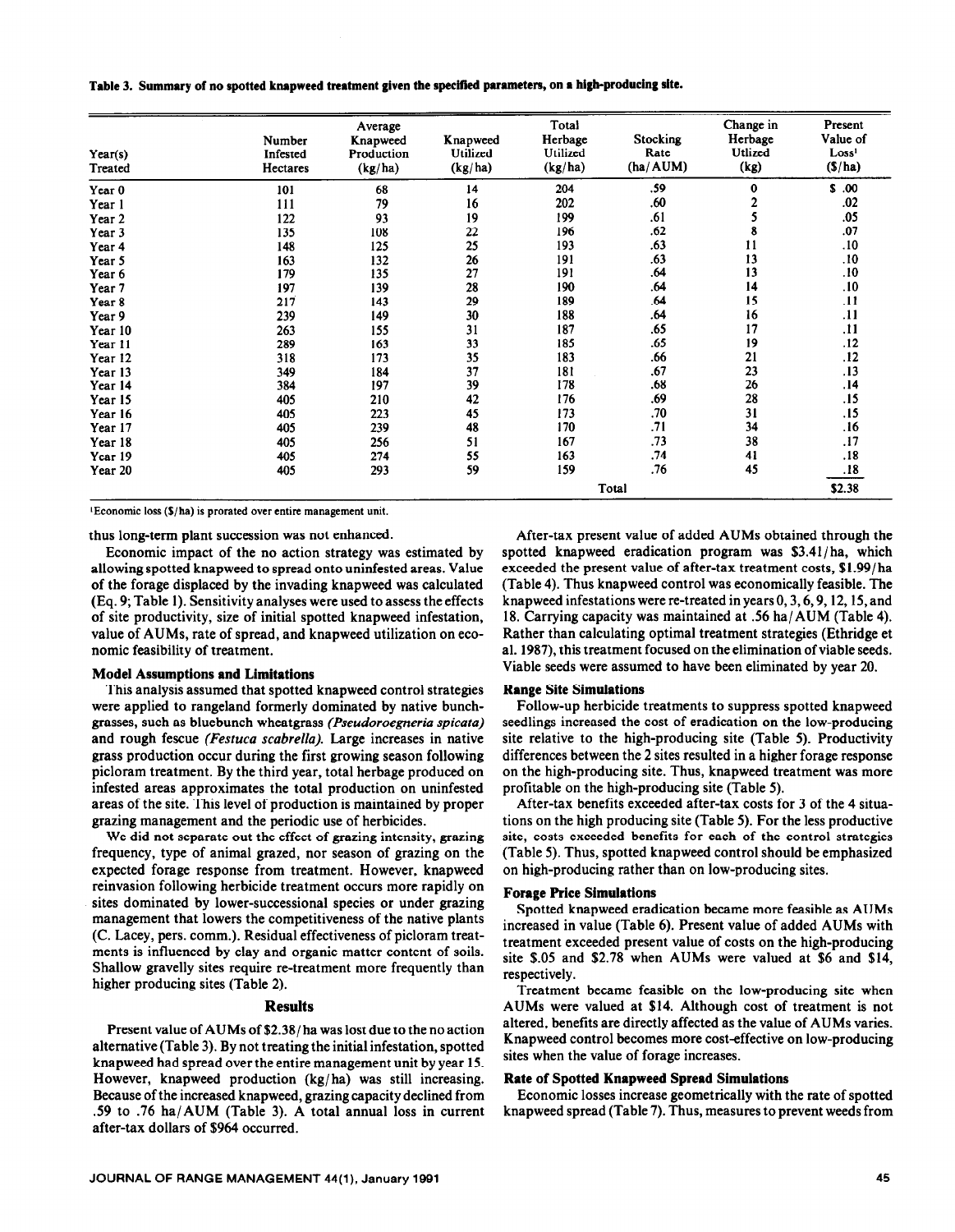**Table 3. Summary of no spotted knapweed treatment given the specified parameters, on a high-producing site.**

| Year(s) Treated | Number Infested Hectares | Average Knapweed Production (kg/ha) | Knapweed Utilized (kg/ha) | Total Herbage Utilized (kg/ha) | Stocking Rate (ha/AUM) | Change in Herbage Utlized (kg) | Present Value of Loss[1] ($/ha) |
|---|---|---|---|---|---|---|---|
| Year 0 | 101 | 68 | 14 | 204 | .59 | 0 | $ .00 |
| Year 1 | 111 | 79 | 16 | 202 | .60 | 2 | .02 |
| Year 2 | 122 | 93 | 19 | 199 | .61 | 5 | .05 |
| Year 3 | 135 | 108 | 22 | 196 | .62 | 8 | .07 |
| Year 4 | 148 | 125 | 25 | 193 | .63 | 11 | .10 |
| Year 5 | 163 | 132 | 26 | 191 | .63 | 13 | .10 |
| Year 6 | 179 | 135 | 27 | 191 | .64 | 13 | .10 |
| Year 7 | 197 | 139 | 28 | 190 | .64 | 14 | .10 |
| Year 8 | 217 | 143 | 29 | 189 | .64 | 15 | .11 |
| Year 9 | 239 | 149 | 30 | 188 | .64 | 16 | .11 |
| Year 10 | 263 | 155 | 31 | 187 | .65 | 17 | .11 |
| Year 11 | 289 | 163 | 33 | 185 | .65 | 19 | .12 |
| Year 12 | 318 | 173 | 35 | 183 | .66 | 21 | .12 |
| Year 13 | 349 | 184 | 37 | 181 | .67 | 23 | .13 |
| Year 14 | 384 | 197 | 39 | 178 | .68 | 26 | .14 |
| Year 15 | 405 | 210 | 42 | 176 | .69 | 28 | .15 |
| Year 16 | 405 | 223 | 45 | 173 | .70 | 31 | .15 |
| Year 17 | 405 | 239 | 48 | 170 | .71 | 34 | .16 |
| Year 18 | 405 | 256 | 51 | 167 | .73 | 38 | .17 |
| Year 19 | 405 | 274 | 55 | 163 | .74 | 41 | .18 |
| Year 20 | 405 | 293 | 59 | 159 | .76 | 45 | .18 |
| | | | | Total | | | $2.38 |

[1]Economic loss ($/ha) is prorated over entire management unit.

thus long-term plant succession was not enhanced.

Economic impact of the no action strategy was estimated by allowing spotted knapweed to spread onto uninfested areas. Value of the forage displaced by the invading knapweed was calculated (Eq. 9; Table 1). Sensitivity analyses were used to assess the effects of site productivity, size of initial spotted knapweed infestation, value of AUMs, rate of spread, and knapweed utilization on economic feasibility of treatment.

### Model Assumptions and Limitations

This analysis assumed that spotted knapweed control strategies were applied to rangeland formerly dominated by native bunchgrasses, such as bluebunch wheatgrass *(Pseudoroegneria spicata)* and rough fescue *(Festuca scabrella)*. Large increases in native grass production occur during the first growing season following picloram treatment. By the third year, total herbage produced on infested areas approximates the total production on uninfested areas of the site. This level of production is maintained by proper grazing management and the periodic use of herbicides.

We did not separate out the effect of grazing intensity, grazing frequency, type of animal grazed, nor season of grazing on the expected forage response from treatment. However, knapweed reinvasion following herbicide treatment occurs more rapidly on sites dominated by lower-successional species or under grazing management that lowers the competitiveness of the native plants (C. Lacey, pers. comm.). Residual effectiveness of picloram treatments is influenced by clay and organic matter content of soils. Shallow gravelly sites require re-treatment more frequently than higher producing sites (Table 2).

## Results

Present value of AUMs of $2.38/ha was lost due to the no action alternative (Table 3). By not treating the initial infestation, spotted knapweed had spread over the entire management unit by year 15. However, knapweed production (kg/ha) was still increasing. Because of the increased knapweed, grazing capacity declined from .59 to .76 ha/AUM (Table 3). A total annual loss in current after-tax dollars of $964 occurred.

After-tax present value of added AUMs obtained through the spotted knapweed eradication program was $3.41/ha, which exceeded the present value of after-tax treatment costs, $1.99/ha (Table 4). Thus knapweed control was economically feasible. The knapweed infestations were re-treated in years 0, 3, 6, 9, 12, 15, and 18. Carrying capacity was maintained at .56 ha/AUM (Table 4). Rather than calculating optimal treatment strategies (Ethridge et al. 1987), this treatment focused on the elimination of viable seeds. Viable seeds were assumed to have been eliminated by year 20.

### Range Site Simulations

Follow-up herbicide treatments to suppress spotted knapweed seedlings increased the cost of eradication on the low-producing site relative to the high-producing site (Table 5). Productivity differences between the 2 sites resulted in a higher forage response on the high-producing site. Thus, knapweed treatment was more profitable on the high-producing site (Table 5).

After-tax benefits exceeded after-tax costs for 3 of the 4 situations on the high producing site (Table 5). For the less productive site, costs exceeded benefits for each of the control strategies (Table 5). Thus, spotted knapweed control should be emphasized on high-producing rather than on low-producing sites.

### Forage Price Simulations

Spotted knapweed eradication became more feasible as AUMs increased in value (Table 6). Present value of added AUMs with treatment exceeded present value of costs on the high-producing site $.05 and $2.78 when AUMs were valued at $6 and $14, respectively.

Treatment became feasible on the low-producing site when AUMs were valued at $14. Although cost of treatment is not altered, benefits are directly affected as the value of AUMs varies. Knapweed control becomes more cost-effective on low-producing sites when the value of forage increases.

### Rate of Spotted Knapweed Spread Simulations

Economic losses increase geometrically with the rate of spotted knapweed spread (Table 7). Thus, measures to prevent weeds from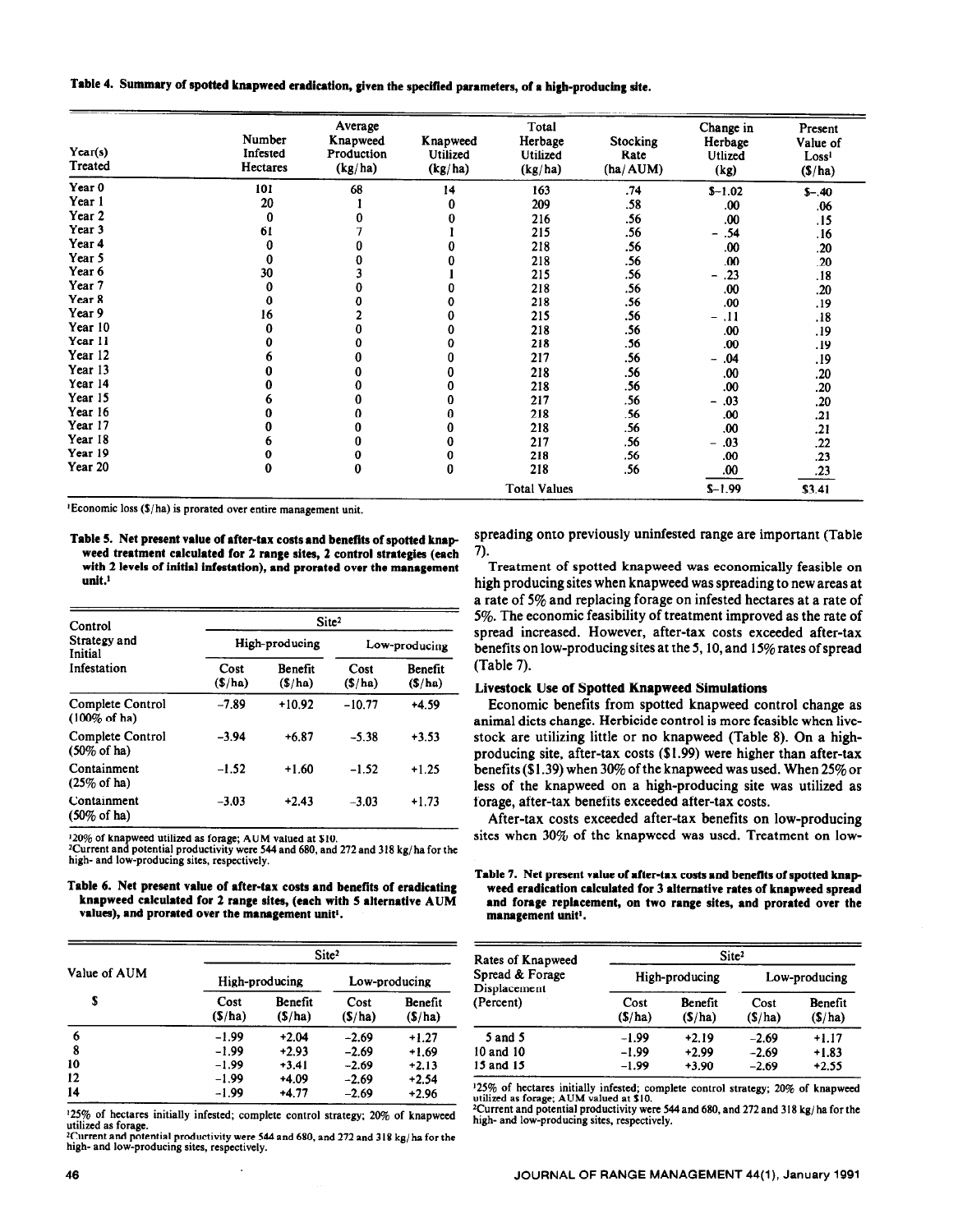**Table 4. Summary of spotted knapweed eradication, given the specified parameters, of a high-producing site.**

| Year(s) Treated | Number Infested Hectares | Average Knapweed Production (kg/ha) | Knapweed Utilized (kg/ha) | Total Herbage Utilized (kg/ha) | Stocking Rate (ha/AUM) | Change in Herbage Utlized (kg) | Present Value of Loss[1] ($/ha) |
|---|---|---|---|---|---|---|---|
| Year 0 | 101 | 68 | 14 | 163 | .74 | $-1.02 | $-.40 |
| Year 1 | 20 | 1 | 0 | 209 | .58 | .00 | .06 |
| Year 2 | 0 | 0 | 0 | 216 | .56 | .00 | .15 |
| Year 3 | 61 | 7 | 1 | 215 | .56 | - .54 | .16 |
| Year 4 | 0 | 0 | 0 | 218 | .56 | .00 | .20 |
| Year 5 | 0 | 0 | 0 | 218 | .56 | .00 | .20 |
| Year 6 | 30 | 3 | 1 | 215 | .56 | - .23 | .18 |
| Year 7 | 0 | 0 | 0 | 218 | .56 | .00 | .20 |
| Year 8 | 0 | 0 | 0 | 218 | .56 | .00 | .19 |
| Year 9 | 16 | 2 | 0 | 215 | .56 | - .11 | .18 |
| Year 10 | 0 | 0 | 0 | 218 | .56 | .00 | .19 |
| Year 11 | 0 | 0 | 0 | 218 | .56 | .00 | .19 |
| Year 12 | 6 | 0 | 0 | 217 | .56 | - .04 | .19 |
| Year 13 | 0 | 0 | 0 | 218 | .56 | .00 | .20 |
| Year 14 | 0 | 0 | 0 | 218 | .56 | .00 | .20 |
| Year 15 | 6 | 0 | 0 | 217 | .56 | - .03 | .20 |
| Year 16 | 0 | 0 | 0 | 218 | .56 | .00 | .21 |
| Year 17 | 0 | 0 | 0 | 218 | .56 | .00 | .21 |
| Year 18 | 6 | 0 | 0 | 217 | .56 | - .03 | .22 |
| Year 19 | 0 | 0 | 0 | 218 | .56 | .00 | .23 |
| Year 20 | 0 | 0 | 0 | 218 | .56 | .00 | .23 |
| | | | | Total Values | | $-1.99 | $3.41 |

[1]Economic loss ($/ha) is prorated over entire management unit.

**Table 5. Net present value of after-tax costs and benefits of spotted knapweed treatment calculated for 2 range sites, 2 control strategies (each with 2 levels of initial infestation), and prorated over the management unit.[1]**

| Control Strategy and Initial Infestation | Site[2] | | | |
|---|---|---|---|---|
| | High-producing | | Low-producing | |
| | Cost ($/ha) | Benefit ($/ha) | Cost ($/ha) | Benefit ($/ha) |
| Complete Control (100% of ha) | -7.89 | +10.92 | -10.77 | +4.59 |
| Complete Control (50% of ha) | -3.94 | +6.87 | -5.38 | +3.53 |
| Containment (25% of ha) | -1.52 | +1.60 | -1.52 | +1.25 |
| Containment (50% of ha) | -3.03 | +2.43 | -3.03 | +1.73 |

[1]20% of knapweed utilized as forage; AUM valued at $10.
[2]Current and potential productivity were 544 and 680, and 272 and 318 kg/ha for the high- and low-producing sites, respectively.

**Table 6. Net present value of after-tax costs and benefits of eradicating knapweed calculated for 2 range sites, (each with 5 alternative AUM values), and prorated over the management unit[1].**

| Value of AUM | Site[2] | | | |
|---|---|---|---|---|
| | High-producing | | Low-producing | |
| $ | Cost ($/ha) | Benefit ($/ha) | Cost ($/ha) | Benefit ($/ha) |
| 6 | -1.99 | +2.04 | -2.69 | +1.27 |
| 8 | -1.99 | +2.93 | -2.69 | +1.69 |
| 10 | -1.99 | +3.41 | -2.69 | +2.13 |
| 12 | -1.99 | +4.09 | -2.69 | +2.54 |
| 14 | -1.99 | +4.77 | -2.69 | +2.96 |

[1]25% of hectares initially infested; complete control strategy; 20% of knapweed utilized as forage.
[2]Current and potential productivity were 544 and 680, and 272 and 318 kg/ha for the high- and low-producing sites, respectively.

spreading onto previously uninfested range are important (Table 7).

Treatment of spotted knapweed was economically feasible on high producing sites when knapweed was spreading to new areas at a rate of 5% and replacing forage on infested hectares at a rate of 5%. The economic feasibility of treatment improved as the rate of spread increased. However, after-tax costs exceeded after-tax benefits on low-producing sites at the 5, 10, and 15% rates of spread (Table 7).

### Livestock Use of Spotted Knapweed Simulations

Economic benefits from spotted knapweed control change as animal diets change. Herbicide control is more feasible when livestock are utilizing little or no knapweed (Table 8). On a high-producing site, after-tax costs ($1.99) were higher than after-tax benefits ($1.39) when 30% of the knapweed was used. When 25% or less of the knapweed on a high-producing site was utilized as forage, after-tax benefits exceeded after-tax costs.

After-tax costs exceeded after-tax benefits on low-producing sites when 30% of the knapweed was used. Treatment on low-

**Table 7. Net present value of after-tax costs and benefits of spotted knapweed eradication calculated for 3 alternative rates of knapweed spread and forage replacement, on two range sites, and prorated over the management unit[1].**

| Rates of Knapweed Spread & Forage Displacement (Percent) | Site[2] | | | |
|---|---|---|---|---|
| | High-producing | | Low-producing | |
| | Cost ($/ha) | Benefit ($/ha) | Cost ($/ha) | Benefit ($/ha) |
| 5 and 5 | -1.99 | +2.19 | -2.69 | +1.17 |
| 10 and 10 | -1.99 | +2.99 | -2.69 | +1.83 |
| 15 and 15 | -1.99 | +3.90 | -2.69 | +2.55 |

[1]25% of hectares initially infested; complete control strategy; 20% of knapweed utilized as forage; AUM valued at $10.
[2]Current and potential productivity were 544 and 680, and 272 and 318 kg/ha for the high- and low-producing sites, respectively.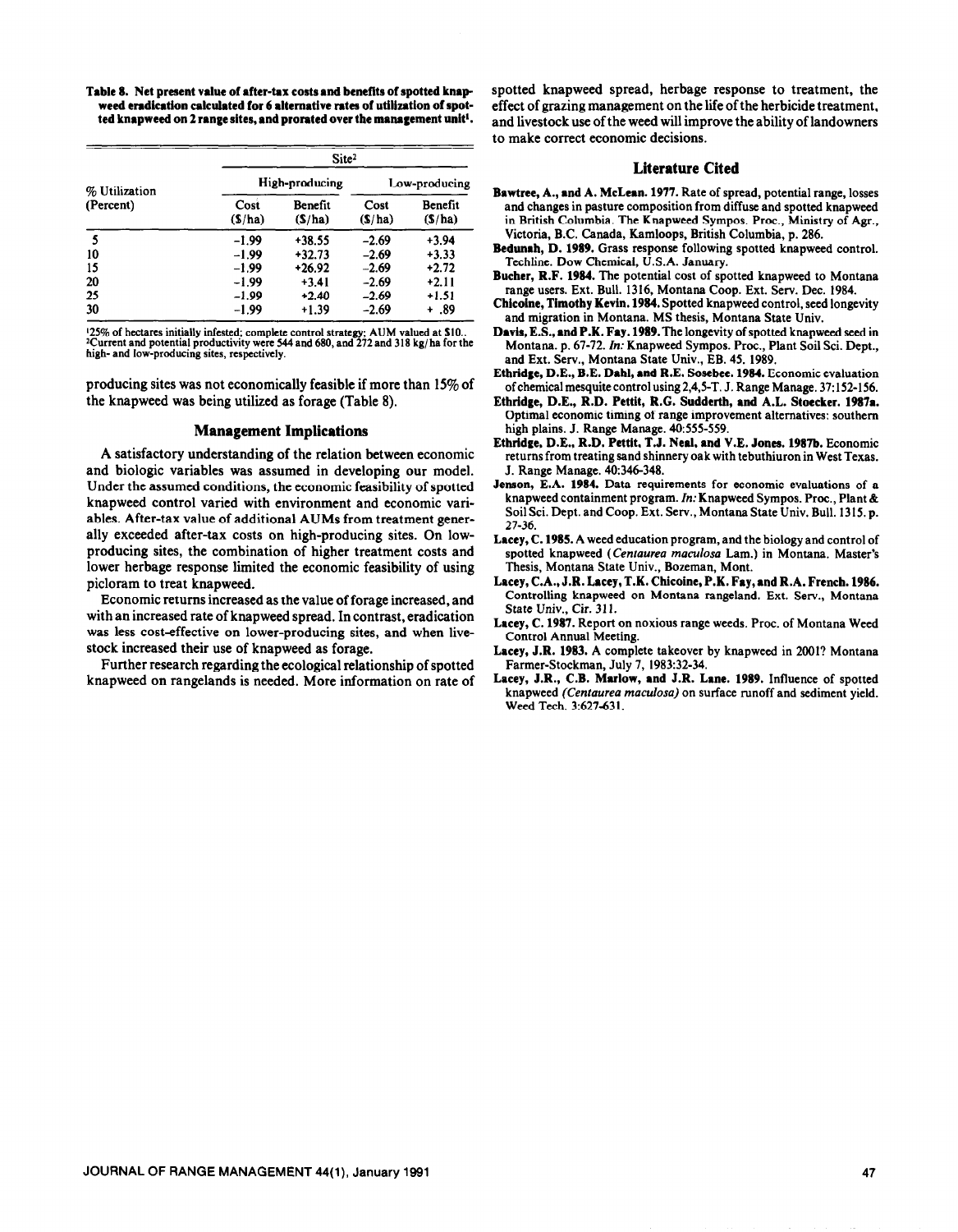**Table 8. Net present value of after-tax costs and benefits of spotted knapweed eradication calculated for 6 alternative rates of utilization of spotted knapweed on 2 range sites, and prorated over the management unit[1].**

| % Utilization (Percent) | Site[2] | | | |
|---|---|---|---|---|
| | High-producing | | Low-producing | |
| | Cost ($/ha) | Benefit ($/ha) | Cost ($/ha) | Benefit ($/ha) |
| 5 | −1.99 | +38.55 | −2.69 | +3.94 |
| 10 | −1.99 | +32.73 | −2.69 | +3.33 |
| 15 | −1.99 | +26.92 | −2.69 | +2.72 |
| 20 | −1.99 | +3.41 | −2.69 | +2.11 |
| 25 | −1.99 | +2.40 | −2.69 | +1.51 |
| 30 | −1.99 | +1.39 | −2.69 | + .89 |

[1]25% of hectares initially infested; complete control strategy; AUM valued at $10..
[2]Current and potential productivity were 544 and 680, and 272 and 318 kg/ha for the high- and low-producing sites, respectively.

producing sites was not economically feasible if more than 15% of the knapweed was being utilized as forage (Table 8).

## Management Implications

A satisfactory understanding of the relation between economic and biologic variables was assumed in developing our model. Under the assumed conditions, the economic feasibility of spotted knapweed control varied with environment and economic variables. After-tax value of additional AUMs from treatment generally exceeded after-tax costs on high-producing sites. On low-producing sites, the combination of higher treatment costs and lower herbage response limited the economic feasibility of using picloram to treat knapweed.

Economic returns increased as the value of forage increased, and with an increased rate of knapweed spread. In contrast, eradication was less cost-effective on lower-producing sites, and when livestock increased their use of knapweed as forage.

Further research regarding the ecological relationship of spotted knapweed on rangelands is needed. More information on rate of spotted knapweed spread, herbage response to treatment, the effect of grazing management on the life of the herbicide treatment, and livestock use of the weed will improve the ability of landowners to make correct economic decisions.

## Literature Cited

**Bawtree, A., and A. McLean. 1977.** Rate of spread, potential range, losses and changes in pasture composition from diffuse and spotted knapweed in British Columbia. The Knapweed Sympos. Proc., Ministry of Agr., Victoria, B.C. Canada, Kamloops, British Columbia, p. 286.

**Bedunah, D. 1989.** Grass response following spotted knapweed control. Techline. Dow Chemical, U.S.A. January.

**Bucher, R.F. 1984.** The potential cost of spotted knapweed to Montana range users. Ext. Bull. 1316, Montana Coop. Ext. Serv. Dec. 1984.

**Chicoine, Timothy Kevin. 1984.** Spotted knapweed control, seed longevity and migration in Montana. MS thesis, Montana State Univ.

**Davis, E.S., and P.K. Fay. 1989.** The longevity of spotted knapweed seed in Montana. p. 67-72. *In:* Knapweed Sympos. Proc., Plant Soil Sci. Dept., and Ext. Serv., Montana State Univ., EB. 45. 1989.

**Ethridge, D.E., B.E. Dahl, and R.E. Sosebee. 1984.** Economic evaluation of chemical mesquite control using 2,4,5-T. J. Range Manage. 37:152-156.

**Ethridge, D.E., R.D. Pettit, R.G. Sudderth, and A.L. Stoecker. 1987a.** Optimal economic timing of range improvement alternatives: southern high plains. J. Range Manage. 40:555-559.

**Ethridge, D.E., R.D. Pettit, T.J. Neal, and V.E. Jones. 1987b.** Economic returns from treating sand shinnery oak with tebuthiuron in West Texas. J. Range Manage. 40:346-348.

**Jenson, E.A. 1984.** Data requirements for economic evaluations of a knapweed containment program. *In:* Knapweed Sympos. Proc., Plant & Soil Sci. Dept. and Coop. Ext. Serv., Montana State Univ. Bull. 1315. p. 27-36.

**Lacey, C. 1985.** A weed education program, and the biology and control of spotted knapweed (*Centaurea maculosa* Lam.) in Montana. Master's Thesis, Montana State Univ., Bozeman, Mont.

**Lacey, C.A., J.R. Lacey, T.K. Chicoine, P.K. Fay, and R.A. French. 1986.** Controlling knapweed on Montana rangeland. Ext. Serv., Montana State Univ., Cir. 311.

**Lacey, C. 1987.** Report on noxious range weeds. Proc. of Montana Weed Control Annual Meeting.

**Lacey, J.R. 1983.** A complete takeover by knapweed in 2001? Montana Farmer-Stockman, July 7, 1983:32-34.

**Lacey, J.R., C.B. Marlow, and J.R. Lane. 1989.** Influence of spotted knapweed (*Centaurea maculosa*) on surface runoff and sediment yield. Weed Tech. 3:627-631.